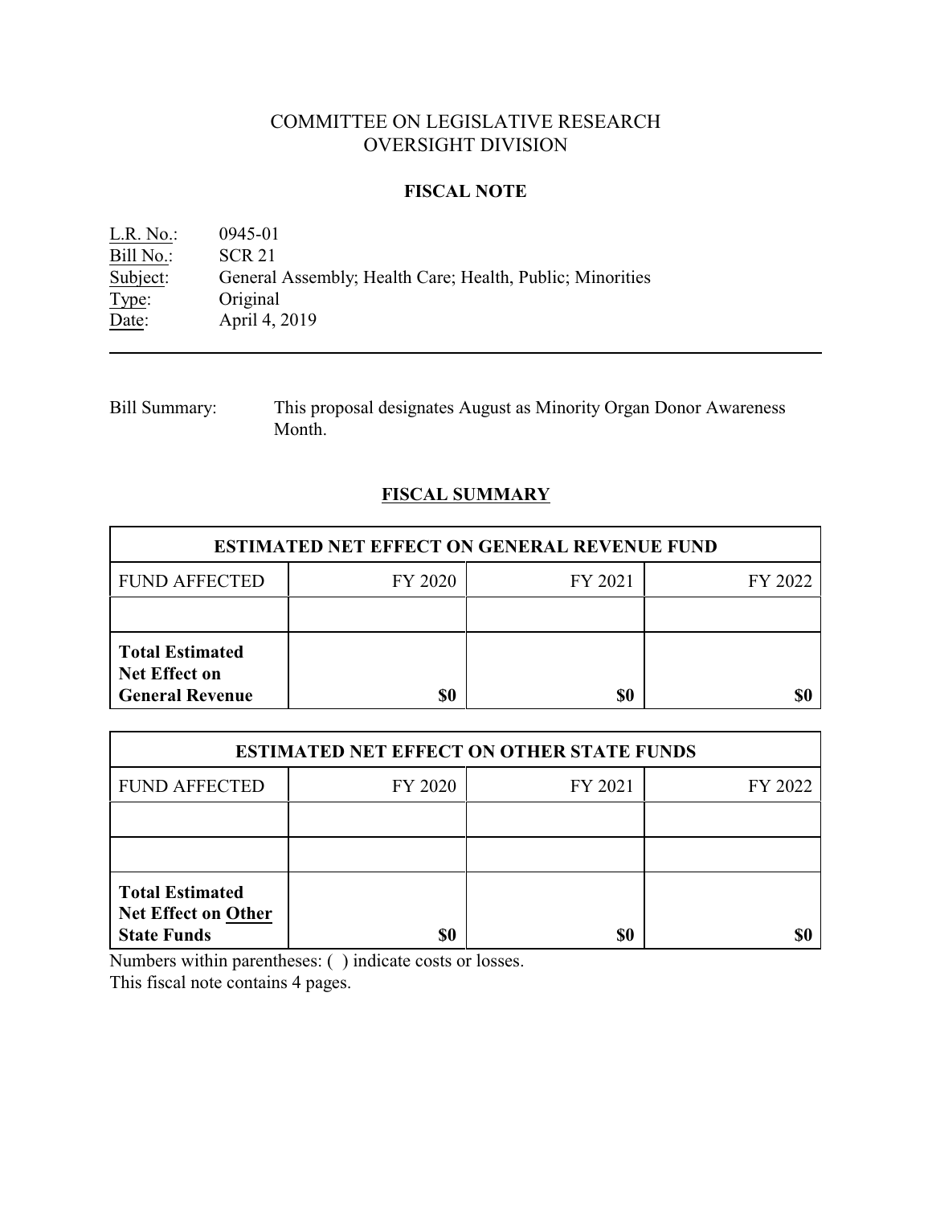# COMMITTEE ON LEGISLATIVE RESEARCH
# OVERSIGHT DIVISION

## FISCAL NOTE

L.R. No.: 0945-01
Bill No.: SCR 21
Subject: General Assembly; Health Care; Health, Public; Minorities
Type: Original
Date: April 4, 2019

---

Bill Summary: This proposal designates August as Minority Organ Donor Awareness Month.

## FISCAL SUMMARY

| ESTIMATED NET EFFECT ON GENERAL REVENUE FUND | | | |
|---|---|---|---|
| FUND AFFECTED | FY 2020 | FY 2021 | FY 2022 |
| | | | |
| **Total Estimated Net Effect on General Revenue** | **$0** | **$0** | **$0** |

| ESTIMATED NET EFFECT ON OTHER STATE FUNDS | | | |
|---|---|---|---|
| FUND AFFECTED | FY 2020 | FY 2021 | FY 2022 |
| | | | |
| | | | |
| **Total Estimated Net Effect on Other State Funds** | **$0** | **$0** | **$0** |

Numbers within parentheses: ( ) indicate costs or losses.
This fiscal note contains 4 pages.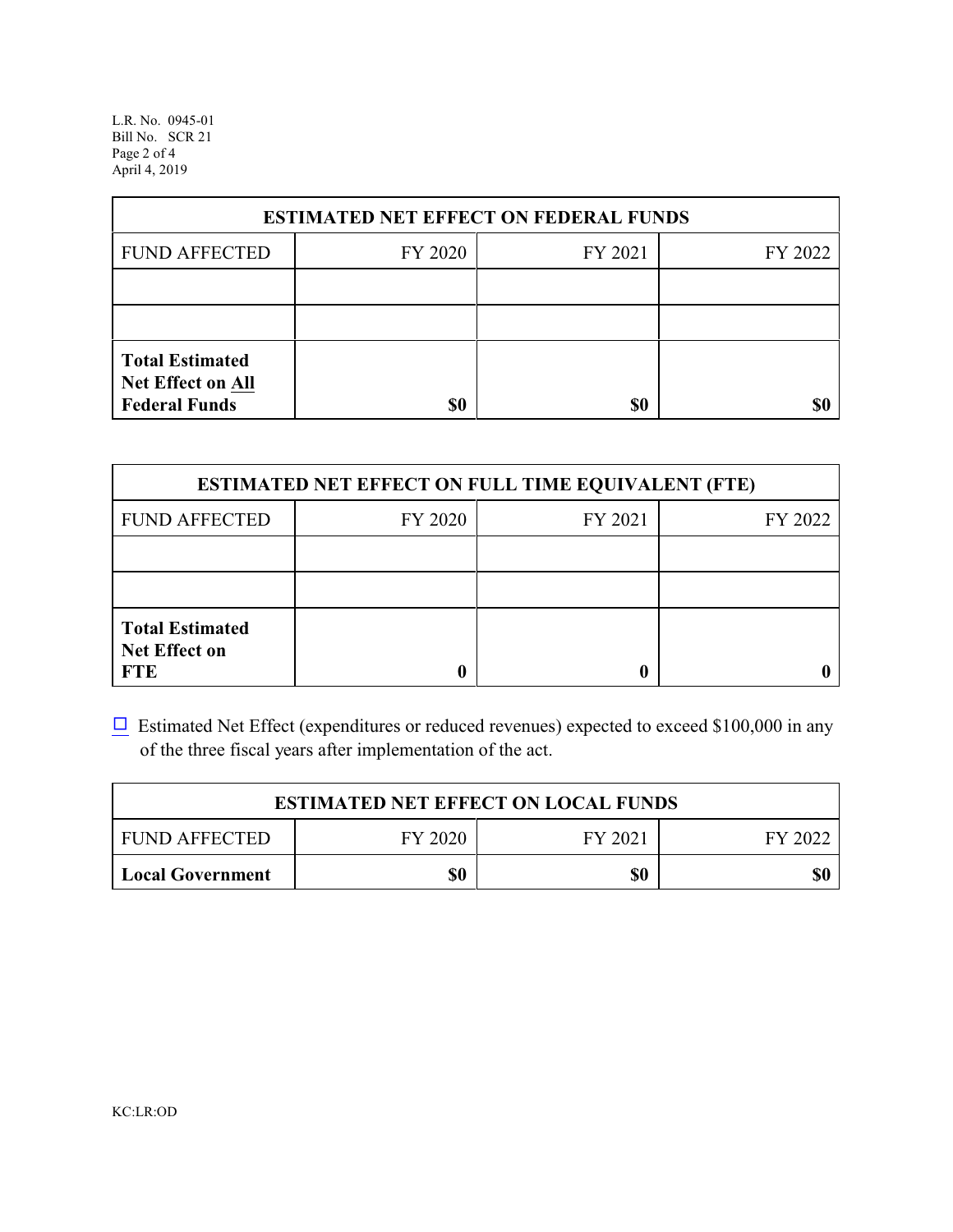| ESTIMATED NET EFFECT ON FEDERAL FUNDS | | | |
|---|---|---|---|
| FUND AFFECTED | FY 2020 | FY 2021 | FY 2022 |
| | | | |
| | | | |
| **Total Estimated Net Effect on All Federal Funds** | **$0** | **$0** | **$0** |

| ESTIMATED NET EFFECT ON FULL TIME EQUIVALENT (FTE) | | | |
|---|---|---|---|
| FUND AFFECTED | FY 2020 | FY 2021 | FY 2022 |
| | | | |
| | | | |
| **Total Estimated Net Effect on FTE** | **0** | **0** | **0** |

☐ Estimated Net Effect (expenditures or reduced revenues) expected to exceed $100,000 in any of the three fiscal years after implementation of the act.

| ESTIMATED NET EFFECT ON LOCAL FUNDS | | | |
|---|---|---|---|
| FUND AFFECTED | FY 2020 | FY 2021 | FY 2022 |
| **Local Government** | **$0** | **$0** | **$0** |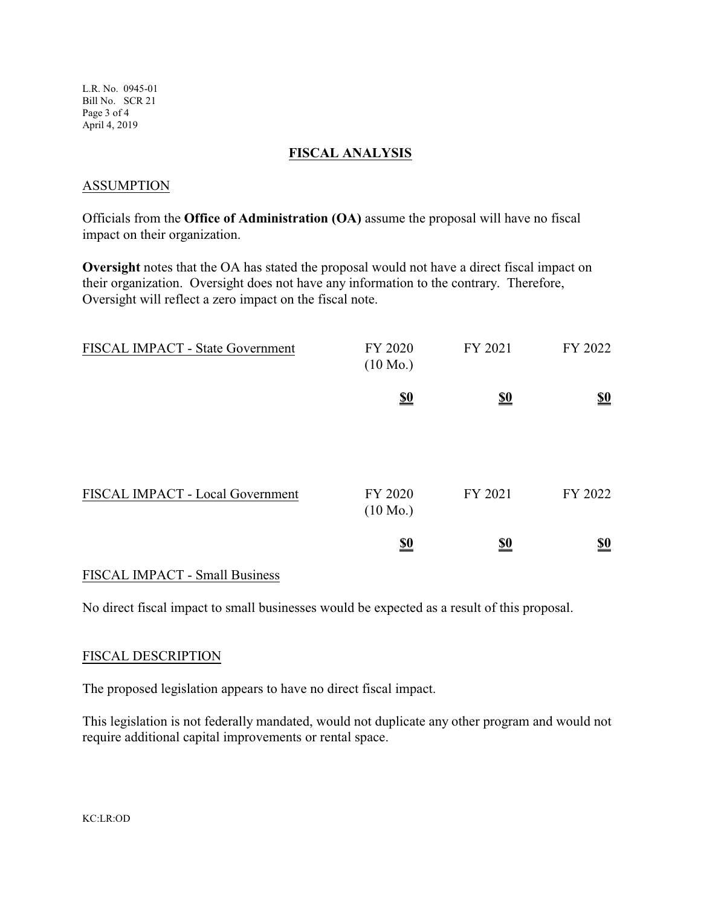## FISCAL ANALYSIS

### ASSUMPTION

Officials from the **Office of Administration (OA)** assume the proposal will have no fiscal impact on their organization.

**Oversight** notes that the OA has stated the proposal would not have a direct fiscal impact on their organization. Oversight does not have any information to the contrary. Therefore, Oversight will reflect a zero impact on the fiscal note.

| FISCAL IMPACT - State Government | FY 2020 (10 Mo.) | FY 2021 | FY 2022 |
|---|---|---|---|
| | **$0** | **$0** | **$0** |

| FISCAL IMPACT - Local Government | FY 2020 (10 Mo.) | FY 2021 | FY 2022 |
|---|---|---|---|
| | **$0** | **$0** | **$0** |

### FISCAL IMPACT - Small Business

No direct fiscal impact to small businesses would be expected as a result of this proposal.

### FISCAL DESCRIPTION

The proposed legislation appears to have no direct fiscal impact.

This legislation is not federally mandated, would not duplicate any other program and would not require additional capital improvements or rental space.

KC:LR:OD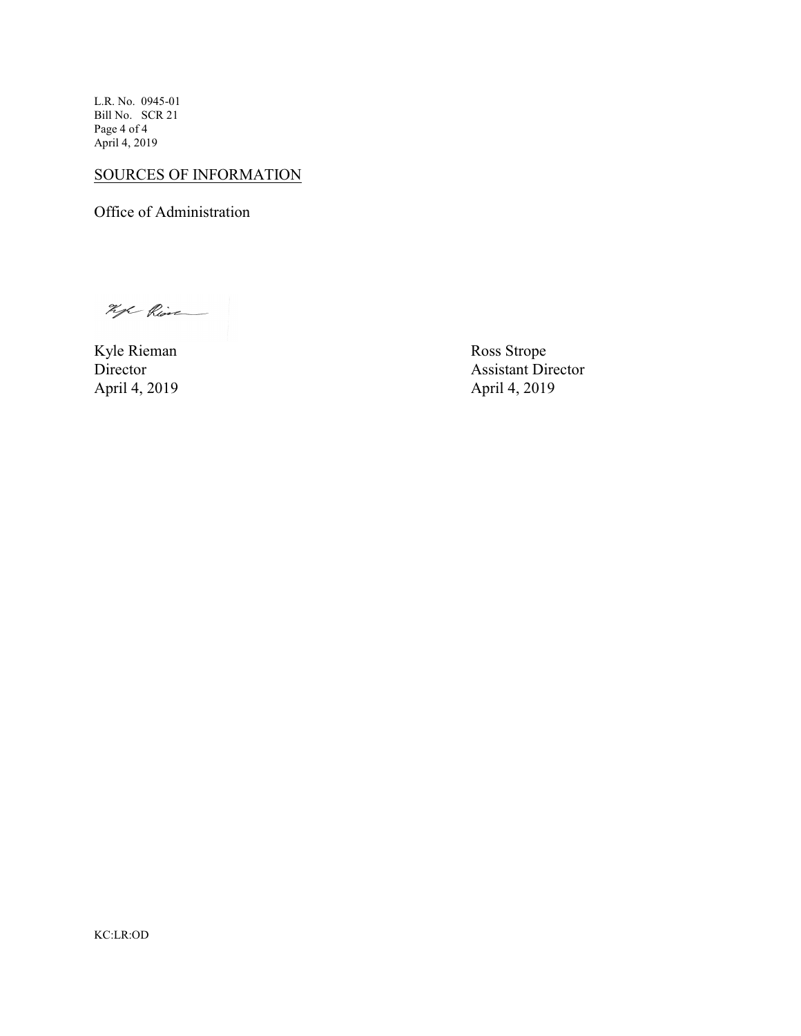## SOURCES OF INFORMATION

Office of Administration

Kyle Rieman
Director
April 4, 2019

Ross Strope
Assistant Director
April 4, 2019